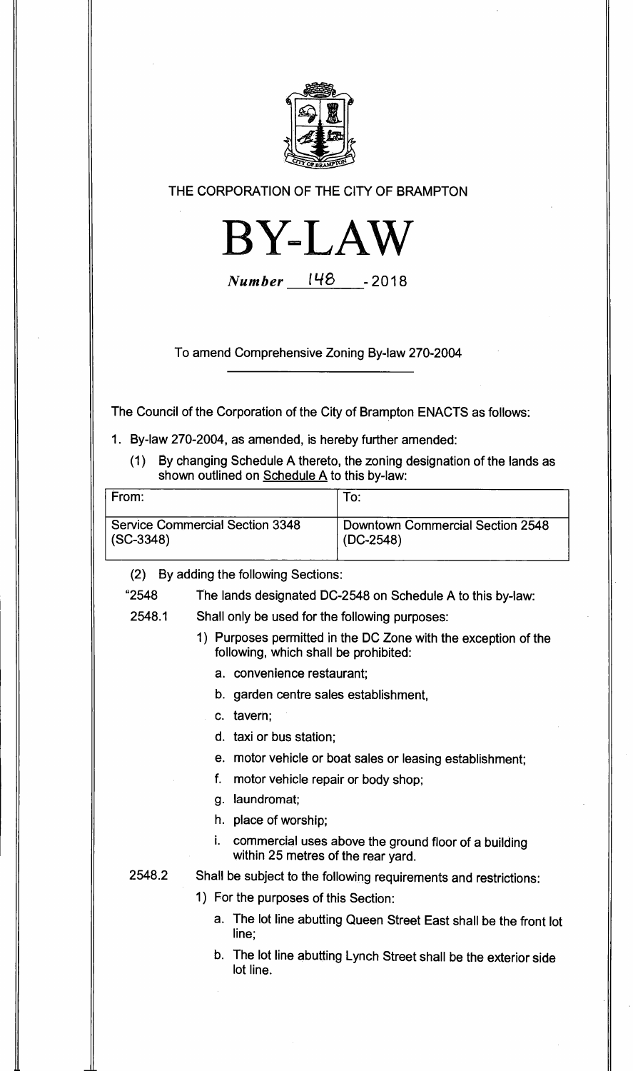THE CORPORATION OF THE CITY OF BRAMPTON

# BY-LAW

*Number* 148 - 2018

To amend Comprehensive Zoning By-law 270-2004

The Council of the Corporation of the City of Brampton ENACTS as follows:

1. By-law 270-2004, as amended, is hereby further amended:

   (1) By changing Schedule A thereto, the zoning designation of the lands as shown outlined on Schedule A to this by-law:

| From: | To: |
|---|---|
| Service Commercial Section 3348 (SC-3348) | Downtown Commercial Section 2548 (DC-2548) |

   (2) By adding the following Sections:

"2548 The lands designated DC-2548 on Schedule A to this by-law:

2548.1 Shall only be used for the following purposes:

1) Purposes permitted in the DC Zone with the exception of the following, which shall be prohibited:

   a. convenience restaurant;

   b. garden centre sales establishment,

   c. tavern;

   d. taxi or bus station;

   e. motor vehicle or boat sales or leasing establishment;

   f. motor vehicle repair or body shop;

   g. laundromat;

   h. place of worship;

   i. commercial uses above the ground floor of a building within 25 metres of the rear yard.

2548.2 Shall be subject to the following requirements and restrictions:

1) For the purposes of this Section:

   a. The lot line abutting Queen Street East shall be the front lot line;

   b. The lot line abutting Lynch Street shall be the exterior side lot line.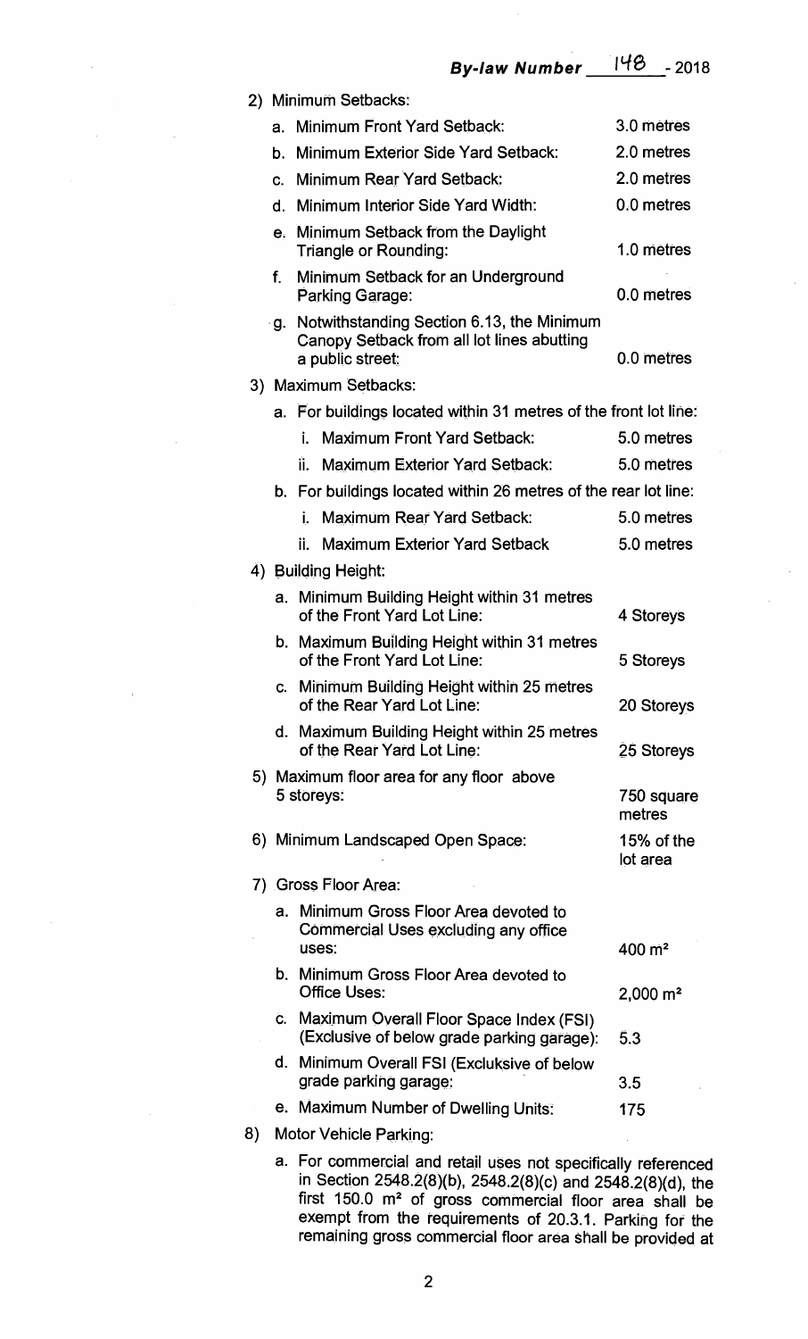2) Minimum Setbacks:

   a. Minimum Front Yard Setback: 3.0 metres

   b. Minimum Exterior Side Yard Setback: 2.0 metres

   c. Minimum Rear Yard Setback: 2.0 metres

   d. Minimum Interior Side Yard Width: 0.0 metres

   e. Minimum Setback from the Daylight Triangle or Rounding: 1.0 metres

   f. Minimum Setback for an Underground Parking Garage: 0.0 metres

   g. Notwithstanding Section 6.13, the Minimum Canopy Setback from all lot lines abutting a public street: 0.0 metres

3) Maximum Setbacks:

   a. For buildings located within 31 metres of the front lot line:

      i. Maximum Front Yard Setback: 5.0 metres

      ii. Maximum Exterior Yard Setback: 5.0 metres

   b. For buildings located within 26 metres of the rear lot line:

      i. Maximum Rear Yard Setback: 5.0 metres

      ii. Maximum Exterior Yard Setback 5.0 metres

4) Building Height:

   a. Minimum Building Height within 31 metres of the Front Yard Lot Line: 4 Storeys

   b. Maximum Building Height within 31 metres of the Front Yard Lot Line: 5 Storeys

   c. Minimum Building Height within 25 metres of the Rear Yard Lot Line: 20 Storeys

   d. Maximum Building Height within 25 metres of the Rear Yard Lot Line: 25 Storeys

5) Maximum floor area for any floor above 5 storeys: 750 square metres

6) Minimum Landscaped Open Space: 15% of the lot area

7) Gross Floor Area:

   a. Minimum Gross Floor Area devoted to Commercial Uses excluding any office uses: 400 m²

   b. Minimum Gross Floor Area devoted to Office Uses: 2,000 m²

   c. Maximum Overall Floor Space Index (FSI) (Exclusive of below grade parking garage): 5.3

   d. Minimum Overall FSI (Excluksive of below grade parking garage: 3.5

   e. Maximum Number of Dwelling Units: 175

8) Motor Vehicle Parking:

   a. For commercial and retail uses not specifically referenced in Section 2548.2(8)(b), 2548.2(8)(c) and 2548.2(8)(d), the first 150.0 m² of gross commercial floor area shall be exempt from the requirements of 20.3.1. Parking for the remaining gross commercial floor area shall be provided at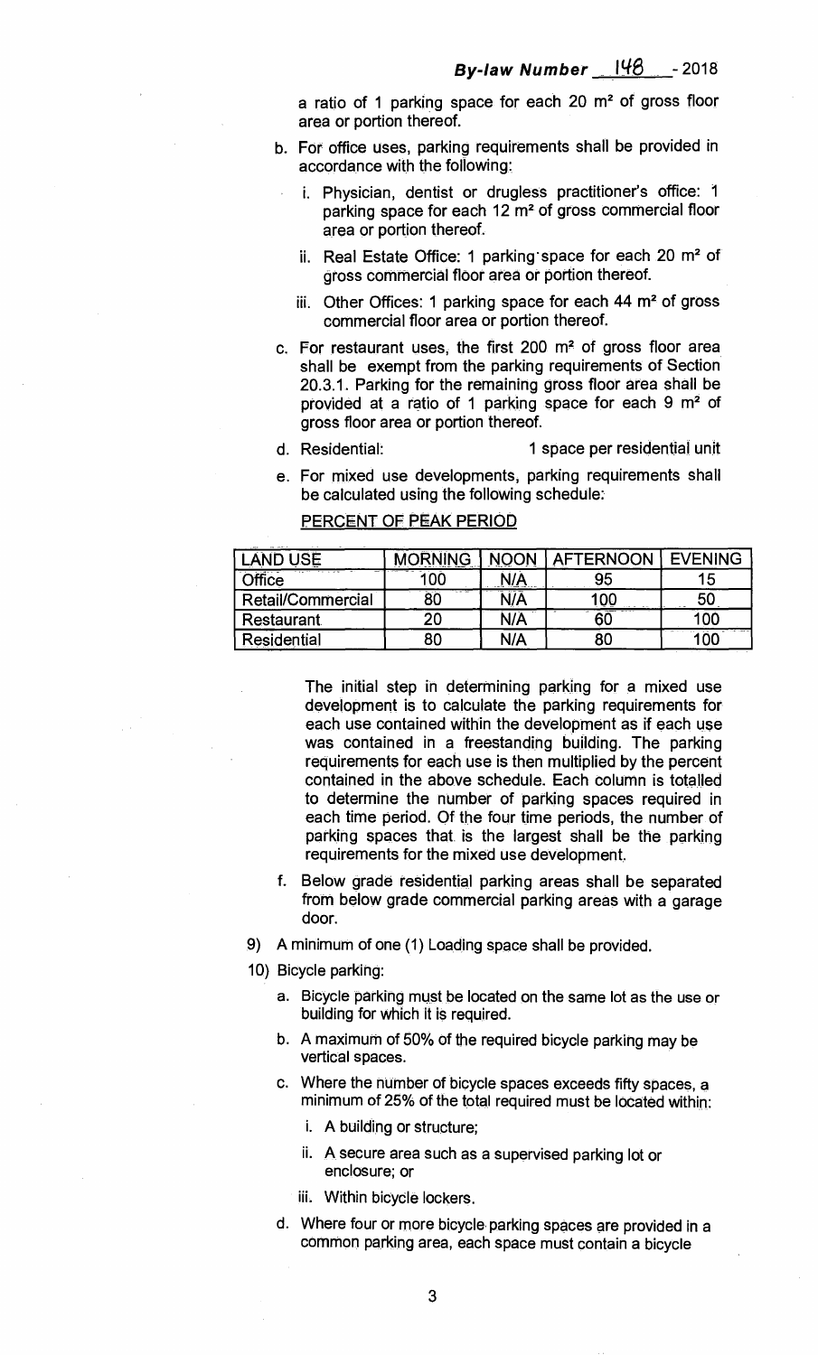a ratio of 1 parking space for each 20 m² of gross floor area or portion thereof.

b. For office uses, parking requirements shall be provided in accordance with the following:

   i. Physician, dentist or drugless practitioner's office: 1 parking space for each 12 m² of gross commercial floor area or portion thereof.

   ii. Real Estate Office: 1 parking space for each 20 m² of gross commercial floor area or portion thereof.

   iii. Other Offices: 1 parking space for each 44 m² of gross commercial floor area or portion thereof.

c. For restaurant uses, the first 200 m² of gross floor area shall be exempt from the parking requirements of Section 20.3.1. Parking for the remaining gross floor area shall be provided at a ratio of 1 parking space for each 9 m² of gross floor area or portion thereof.

d. Residential: 1 space per residential unit

e. For mixed use developments, parking requirements shall be calculated using the following schedule:

PERCENT OF PEAK PERIOD

| LAND USE | MORNING | NOON | AFTERNOON | EVENING |
|---|---|---|---|---|
| Office | 100 | N/A | 95 | 15 |
| Retail/Commercial | 80 | N/A | 100 | 50 |
| Restaurant | 20 | N/A | 60 | 100 |
| Residential | 80 | N/A | 80 | 100 |

The initial step in determining parking for a mixed use development is to calculate the parking requirements for each use contained within the development as if each use was contained in a freestanding building. The parking requirements for each use is then multiplied by the percent contained in the above schedule. Each column is totalled to determine the number of parking spaces required in each time period. Of the four time periods, the number of parking spaces that is the largest shall be the parking requirements for the mixed use development.

f. Below grade residential parking areas shall be separated from below grade commercial parking areas with a garage door.

9) A minimum of one (1) Loading space shall be provided.

10) Bicycle parking:

a. Bicycle parking must be located on the same lot as the use or building for which it is required.

b. A maximum of 50% of the required bicycle parking may be vertical spaces.

c. Where the number of bicycle spaces exceeds fifty spaces, a minimum of 25% of the total required must be located within:

   i. A building or structure;

   ii. A secure area such as a supervised parking lot or enclosure; or

   iii. Within bicycle lockers.

d. Where four or more bicycle parking spaces are provided in a common parking area, each space must contain a bicycle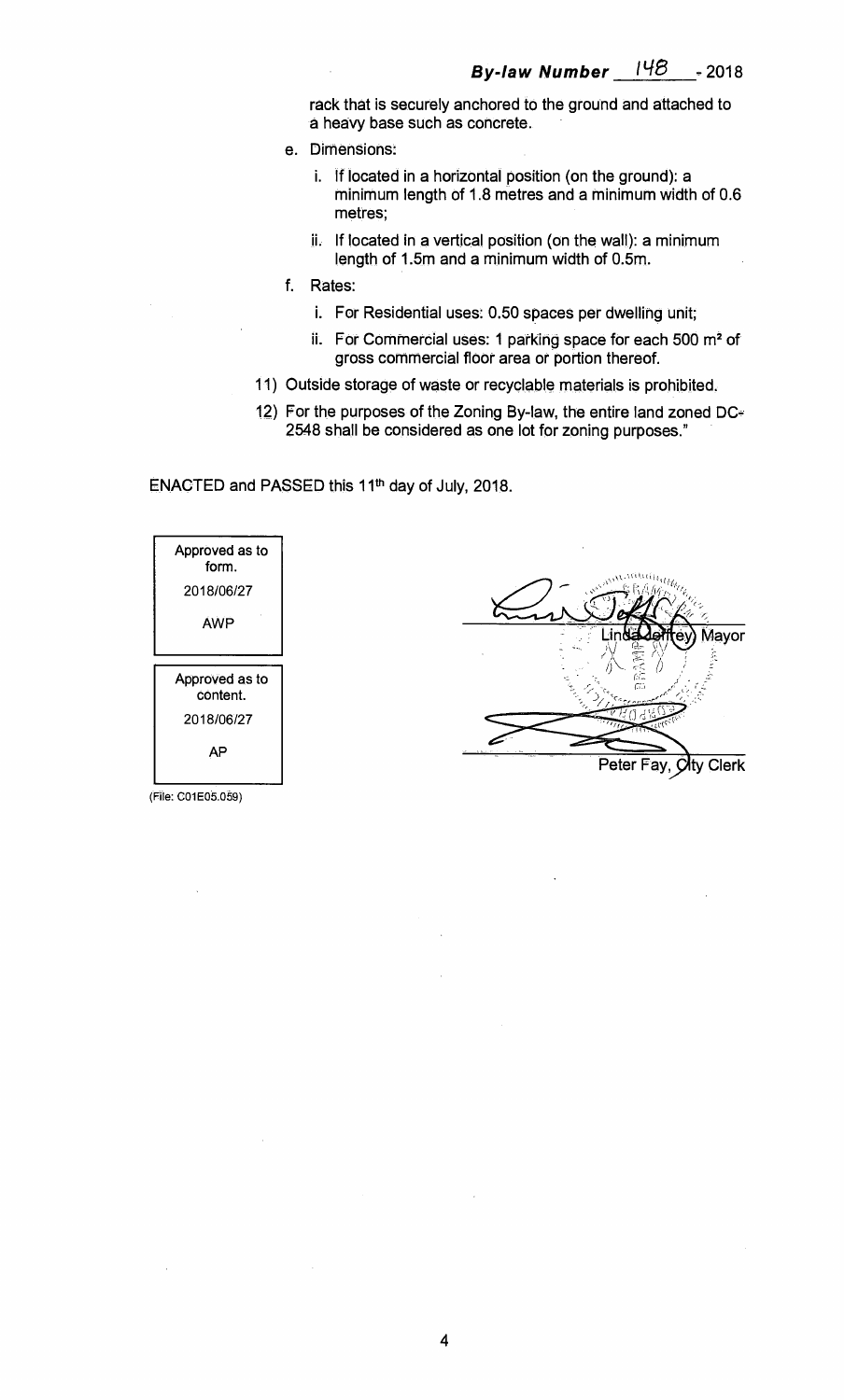rack that is securely anchored to the ground and attached to a heavy base such as concrete.

e. Dimensions:

   i. If located in a horizontal position (on the ground): a minimum length of 1.8 metres and a minimum width of 0.6 metres;

   ii. If located in a vertical position (on the wall): a minimum length of 1.5m and a minimum width of 0.5m.

f. Rates:

   i. For Residential uses: 0.50 spaces per dwelling unit;

   ii. For Commercial uses: 1 parking space for each 500 m² of gross commercial floor area or portion thereof.

11) Outside storage of waste or recyclable materials is prohibited.

12) For the purposes of the Zoning By-law, the entire land zoned DC-2548 shall be considered as one lot for zoning purposes."

ENACTED and PASSED this 11th day of July, 2018.

| Approved as to form. |
|---|
| 2018/06/27 |
| AWP |

| Approved as to content. |
|---|
| 2018/06/27 |
| AP |

(File: C01E05.059)

Linda Jeffrey, Mayor

Peter Fay, City Clerk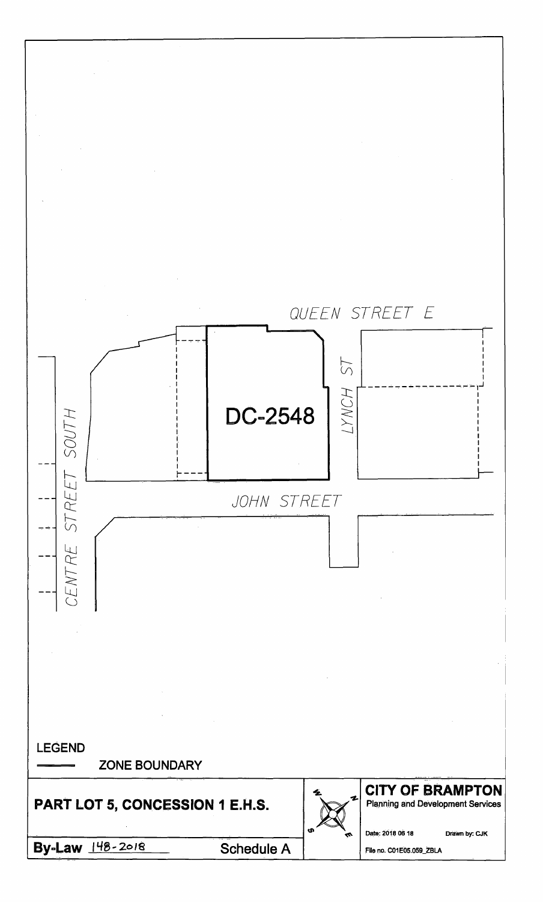QUEEN STREET E

LYNCH ST

DC-2548

CENTRE STREET SOUTH

JOHN STREET

LEGEND

ZONE BOUNDARY

| PART LOT 5, CONCESSION 1 E.H.S. | | | CITY OF BRAMPTON<br>Planning and Development Services |
|---|---|---|---|
| | | | Date: 2018 06 18 Drawn by: CJK |
| By-Law 148-2018 | Schedule A | | File no. C01E05.059_ZBLA |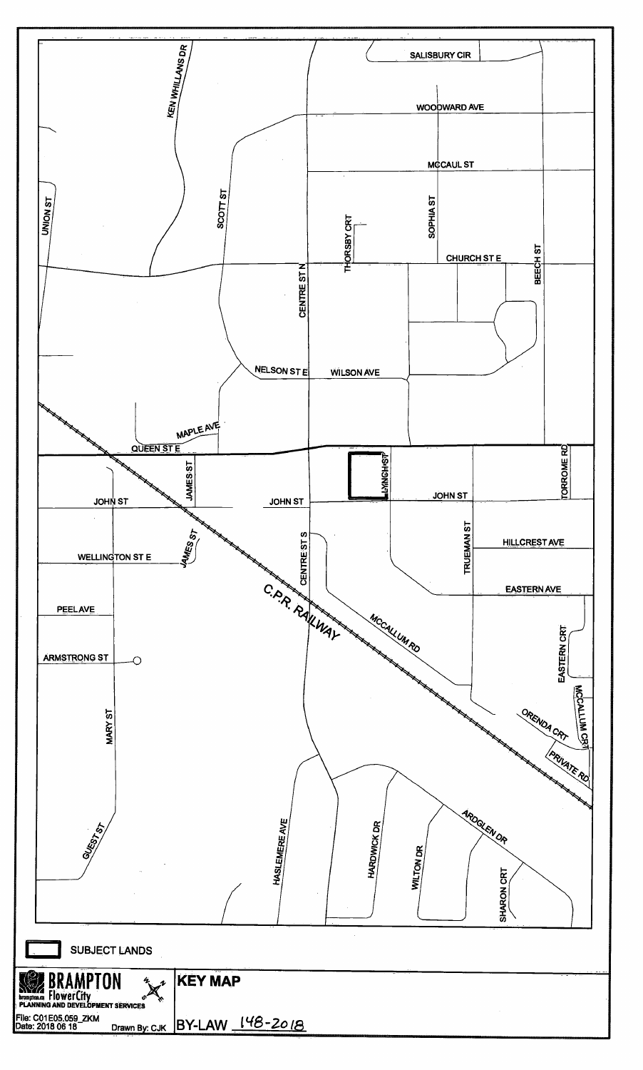SALISBURY CIR

WOODWARD AVE

KEN WHILLANS DR

MCCAUL ST

UNION ST

SCOTT ST

THORSBY CRT

SOPHIA ST

CHURCH ST E

BEECH ST

CENTRE ST N

NELSON ST E

WILSON AVE

MAPLE AVE

QUEEN ST E

JAMES ST

LYNCH ST

TORROME RD

JOHN ST

JOHN ST

JOHN ST

WELLINGTON ST E

JAMES ST

CENTRE ST S

TRUEMAN ST

HILLCREST AVE

EASTERN AVE

C.P.R. RAILWAY

PEEL AVE

MCCALLUM RD

ARMSTRONG ST

EASTERN CRT

MARY ST

ORENDA CRT

MCCALLUM CRT

PRIVATE RD

ARDGLEN DR

GUEST ST

HASLEMERE AVE

HARDWICK DR

WILTON DR

SHARON CRT

SUBJECT LANDS

BRAMPTON FlowerCity
brampton.ca PLANNING AND DEVELOPMENT SERVICES

File: C01E05.059_ZKM
Date: 2018 06 18
Drawn By: CJK

**KEY MAP**

BY-LAW 148-2018